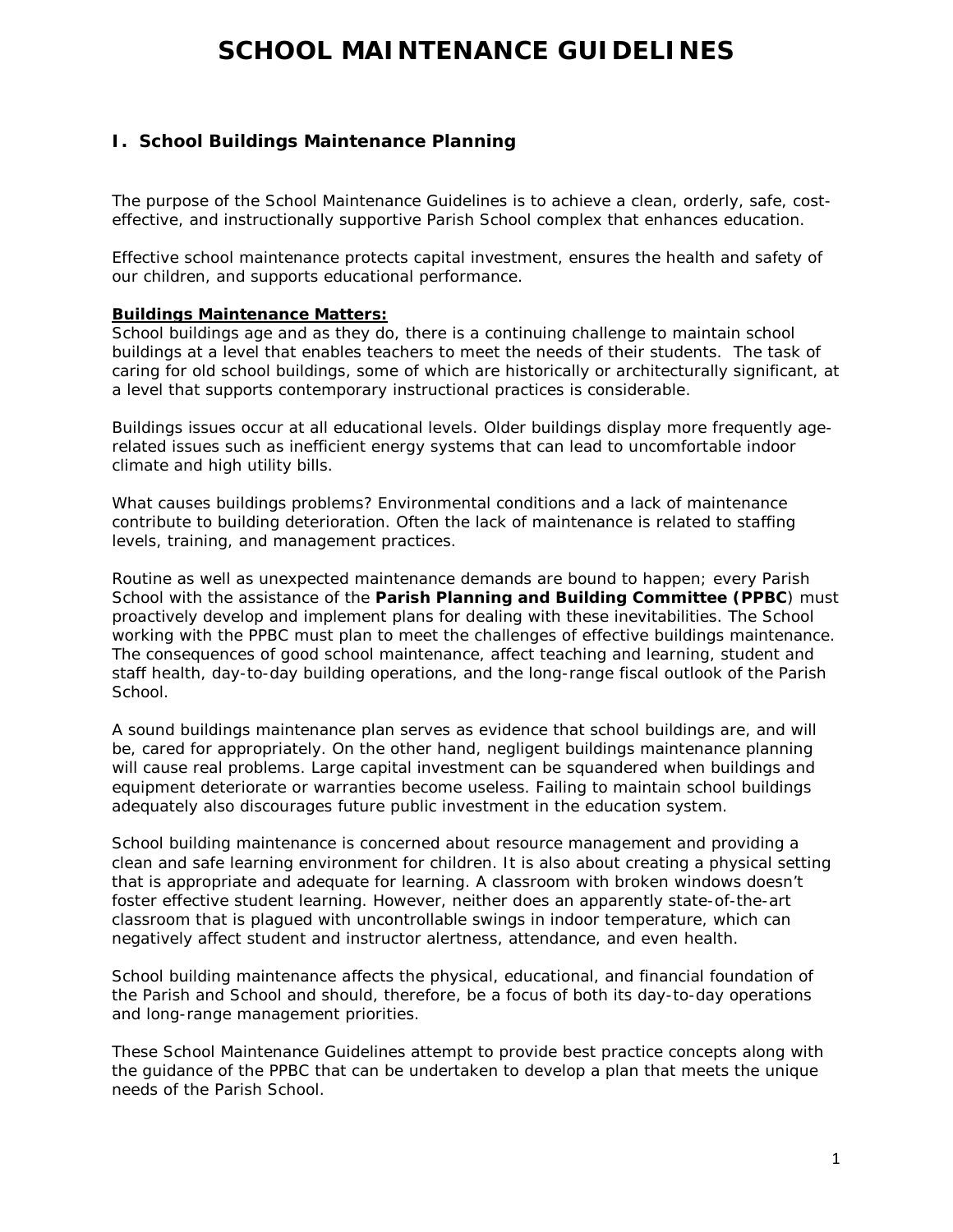# SCHOOL MAINTENANCE GUIDELINES

## I. School Buildings Maintenance Planning

The purpose of the School Maintenance Guidelines is to achieve a clean, orderly, safe, cost-effective, and instructionally supportive Parish School complex that enhances education.

Effective school maintenance protects capital investment, ensures the health and safety of our children, and supports educational performance.

**Buildings Maintenance Matters:**

School buildings age and as they do, there is a continuing challenge to maintain school buildings at a level that enables teachers to meet the needs of their students. The task of caring for old school buildings, some of which are historically or architecturally significant, at a level that supports contemporary instructional practices is considerable.

Buildings issues occur at all educational levels. Older buildings display more frequently age-related issues such as inefficient energy systems that can lead to uncomfortable indoor climate and high utility bills.

What causes buildings problems? Environmental conditions and a lack of maintenance contribute to building deterioration. Often the lack of maintenance is related to staffing levels, training, and management practices.

Routine as well as unexpected maintenance demands are bound to happen; every Parish School with the assistance of the **Parish Planning and Building Committee (PPBC**) must proactively develop and implement plans for dealing with these inevitabilities. The School working with the PPBC must plan to meet the challenges of effective buildings maintenance. The consequences of good school maintenance, affect teaching and learning, student and staff health, day-to-day building operations, and the long-range fiscal outlook of the Parish School.

A sound buildings maintenance plan serves as evidence that school buildings are, and will be, cared for appropriately. On the other hand, negligent buildings maintenance planning will cause real problems. Large capital investment can be squandered when buildings and equipment deteriorate or warranties become useless. Failing to maintain school buildings adequately also discourages future public investment in the education system.

School building maintenance is concerned about resource management and providing a clean and safe learning environment for children. It is also about creating a physical setting that is appropriate and adequate for learning. A classroom with broken windows doesn't foster effective student learning. However, neither does an apparently state-of-the-art classroom that is plagued with uncontrollable swings in indoor temperature, which can negatively affect student and instructor alertness, attendance, and even health.

School building maintenance affects the physical, educational, and financial foundation of the Parish and School and should, therefore, be a focus of both its day-to-day operations and long-range management priorities.

These School Maintenance Guidelines attempt to provide best practice concepts along with the guidance of the PPBC that can be undertaken to develop a plan that meets the unique needs of the Parish School.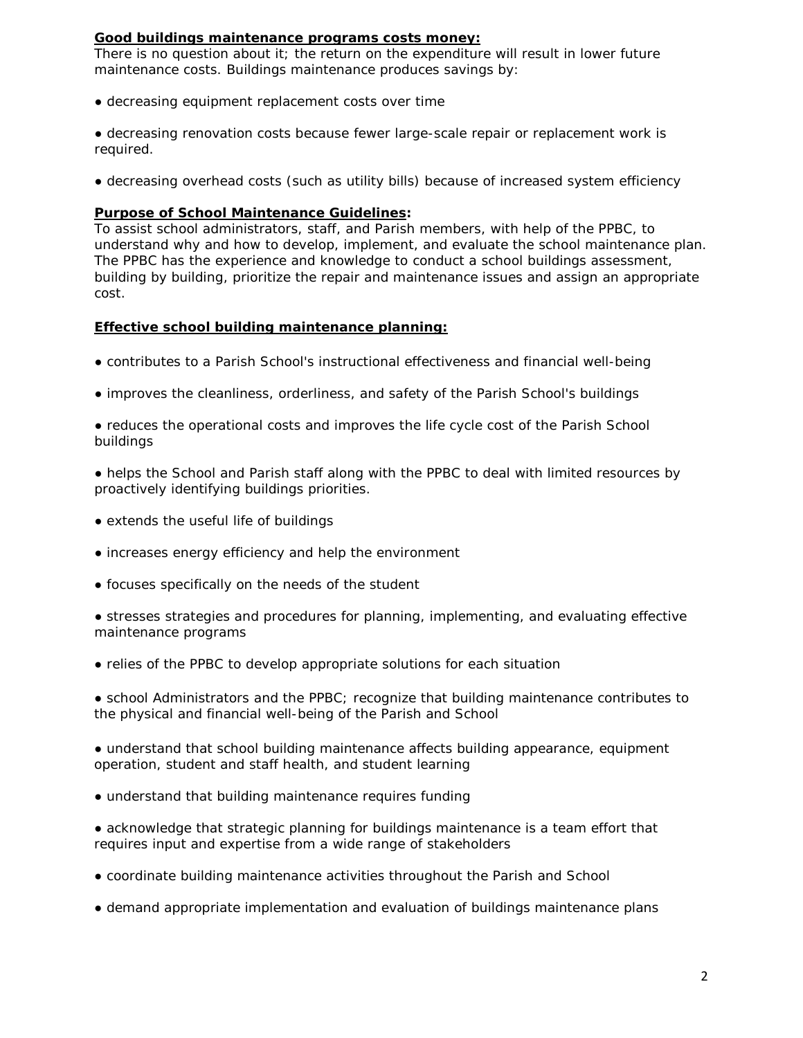**Good buildings maintenance programs costs money:**
There is no question about it; the return on the expenditure will result in lower future maintenance costs. Buildings maintenance produces savings by:

- decreasing equipment replacement costs over time
- decreasing renovation costs because fewer large-scale repair or replacement work is required.
- decreasing overhead costs (such as utility bills) because of increased system efficiency

**Purpose of School Maintenance Guidelines:**
To assist school administrators, staff, and Parish members, with help of the PPBC, to understand why and how to develop, implement, and evaluate the school maintenance plan. The PPBC has the experience and knowledge to conduct a school buildings assessment, building by building, prioritize the repair and maintenance issues and assign an appropriate cost.

**Effective school building maintenance planning:**

- contributes to a Parish School's instructional effectiveness and financial well-being
- improves the cleanliness, orderliness, and safety of the Parish School's buildings
- reduces the operational costs and improves the life cycle cost of the Parish School buildings
- helps the School and Parish staff along with the PPBC to deal with limited resources by proactively identifying buildings priorities.
- extends the useful life of buildings
- increases energy efficiency and help the environment
- focuses specifically on the needs of the student
- stresses strategies and procedures for planning, implementing, and evaluating effective maintenance programs
- relies of the PPBC to develop appropriate solutions for each situation
- school Administrators and the PPBC; recognize that building maintenance contributes to the physical and financial well-being of the Parish and School
- understand that school building maintenance affects building appearance, equipment operation, student and staff health, and student learning
- understand that building maintenance requires funding
- acknowledge that strategic planning for buildings maintenance is a team effort that requires input and expertise from a wide range of stakeholders
- coordinate building maintenance activities throughout the Parish and School
- demand appropriate implementation and evaluation of buildings maintenance plans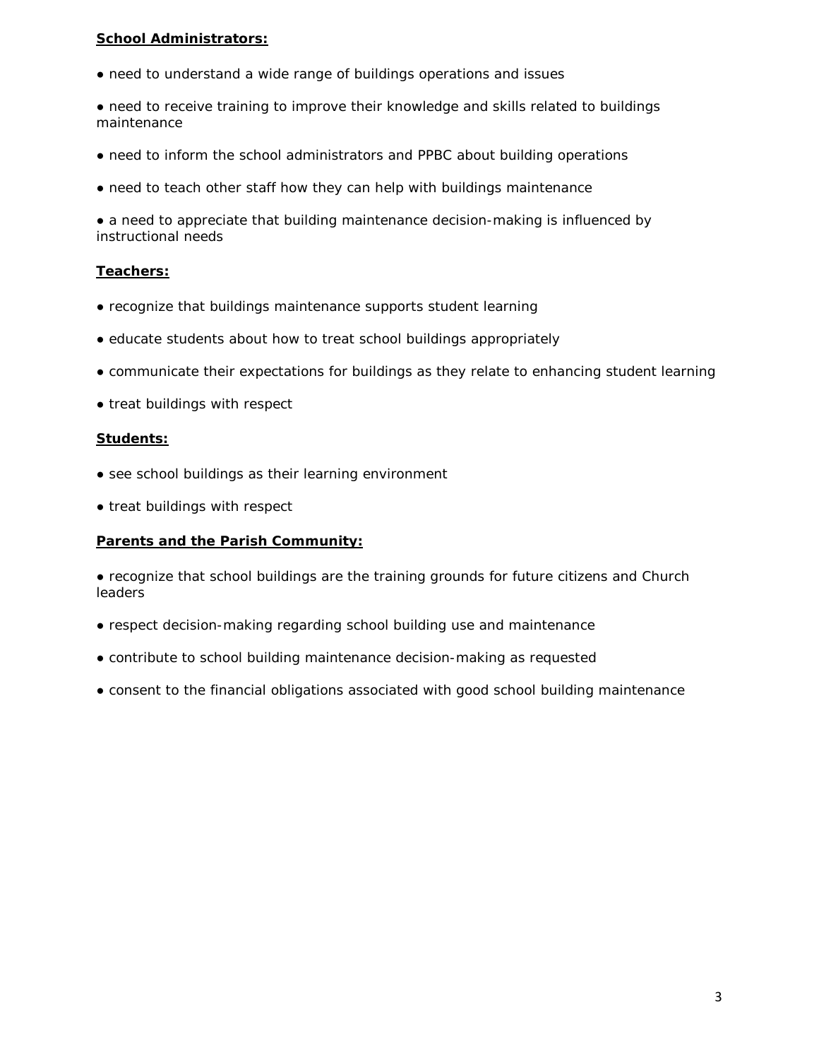**School Administrators:**

- need to understand a wide range of buildings operations and issues
- need to receive training to improve their knowledge and skills related to buildings maintenance
- need to inform the school administrators and PPBC about building operations
- need to teach other staff how they can help with buildings maintenance
- a need to appreciate that building maintenance decision-making is influenced by instructional needs

**Teachers:**

- recognize that buildings maintenance supports student learning
- educate students about how to treat school buildings appropriately
- communicate their expectations for buildings as they relate to enhancing student learning
- treat buildings with respect

**Students:**

- see school buildings as their learning environment
- treat buildings with respect

**Parents and the Parish Community:**

- recognize that school buildings are the training grounds for future citizens and Church leaders
- respect decision-making regarding school building use and maintenance
- contribute to school building maintenance decision-making as requested
- consent to the financial obligations associated with good school building maintenance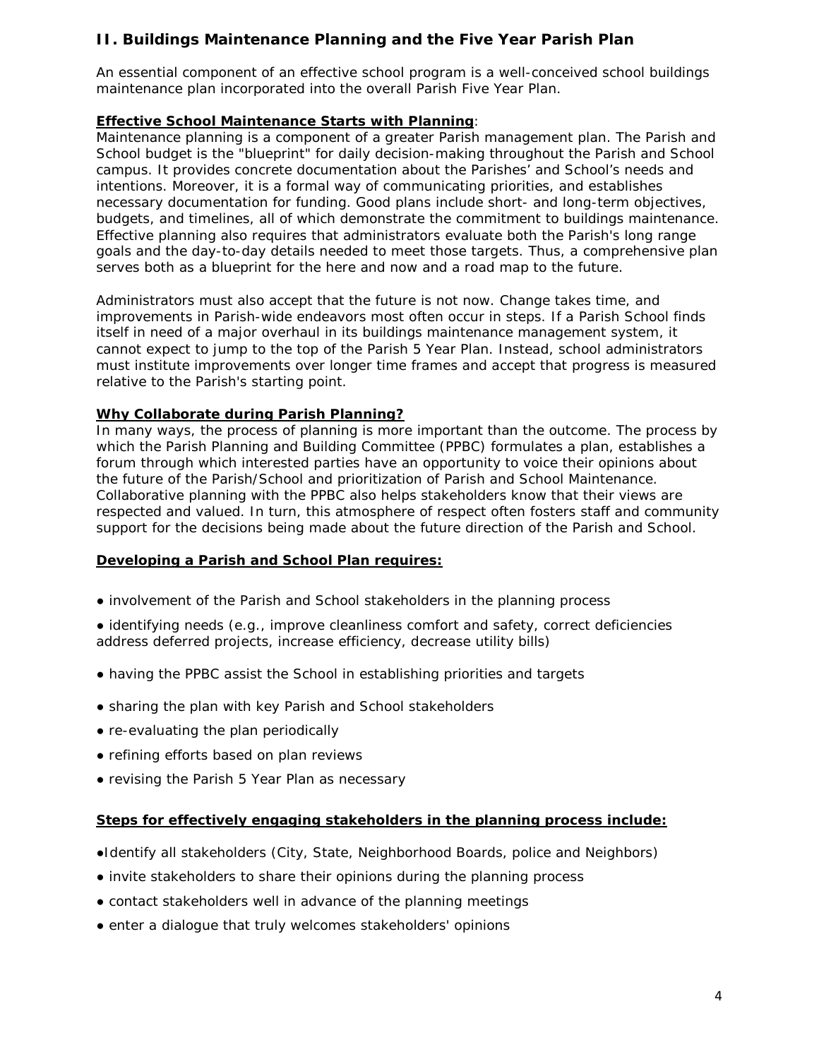## II. Buildings Maintenance Planning and the Five Year Parish Plan

An essential component of an effective school program is a well-conceived school buildings maintenance plan incorporated into the overall Parish Five Year Plan.

**Effective School Maintenance Starts with Planning**:

Maintenance planning is a component of a greater Parish management plan. The Parish and School budget is the "blueprint" for daily decision-making throughout the Parish and School campus. It provides concrete documentation about the Parishes' and School's needs and intentions. Moreover, it is a formal way of communicating priorities, and establishes necessary documentation for funding. Good plans include short- and long-term objectives, budgets, and timelines, all of which demonstrate the commitment to buildings maintenance. Effective planning also requires that administrators evaluate both the Parish's long range goals and the day-to-day details needed to meet those targets. Thus, a comprehensive plan serves both as a blueprint for the here and now and a road map to the future.

Administrators must also accept that the future is not now. Change takes time, and improvements in Parish-wide endeavors most often occur in steps. If a Parish School finds itself in need of a major overhaul in its buildings maintenance management system, it cannot expect to jump to the top of the Parish 5 Year Plan. Instead, school administrators must institute improvements over longer time frames and accept that progress is measured relative to the Parish's starting point.

**Why Collaborate during Parish Planning?**

In many ways, the process of planning is more important than the outcome. The process by which the Parish Planning and Building Committee (PPBC) formulates a plan, establishes a forum through which interested parties have an opportunity to voice their opinions about the future of the Parish/School and prioritization of Parish and School Maintenance. Collaborative planning with the PPBC also helps stakeholders know that their views are respected and valued. In turn, this atmosphere of respect often fosters staff and community support for the decisions being made about the future direction of the Parish and School.

**Developing a Parish and School Plan requires:**

- involvement of the Parish and School stakeholders in the planning process
- identifying needs (e.g., improve cleanliness comfort and safety, correct deficiencies address deferred projects, increase efficiency, decrease utility bills)
- having the PPBC assist the School in establishing priorities and targets
- sharing the plan with key Parish and School stakeholders
- re-evaluating the plan periodically
- refining efforts based on plan reviews
- revising the Parish 5 Year Plan as necessary

**Steps for effectively engaging stakeholders in the planning process include:**

- Identify all stakeholders (City, State, Neighborhood Boards, police and Neighbors)
- invite stakeholders to share their opinions during the planning process
- contact stakeholders well in advance of the planning meetings
- enter a dialogue that truly welcomes stakeholders' opinions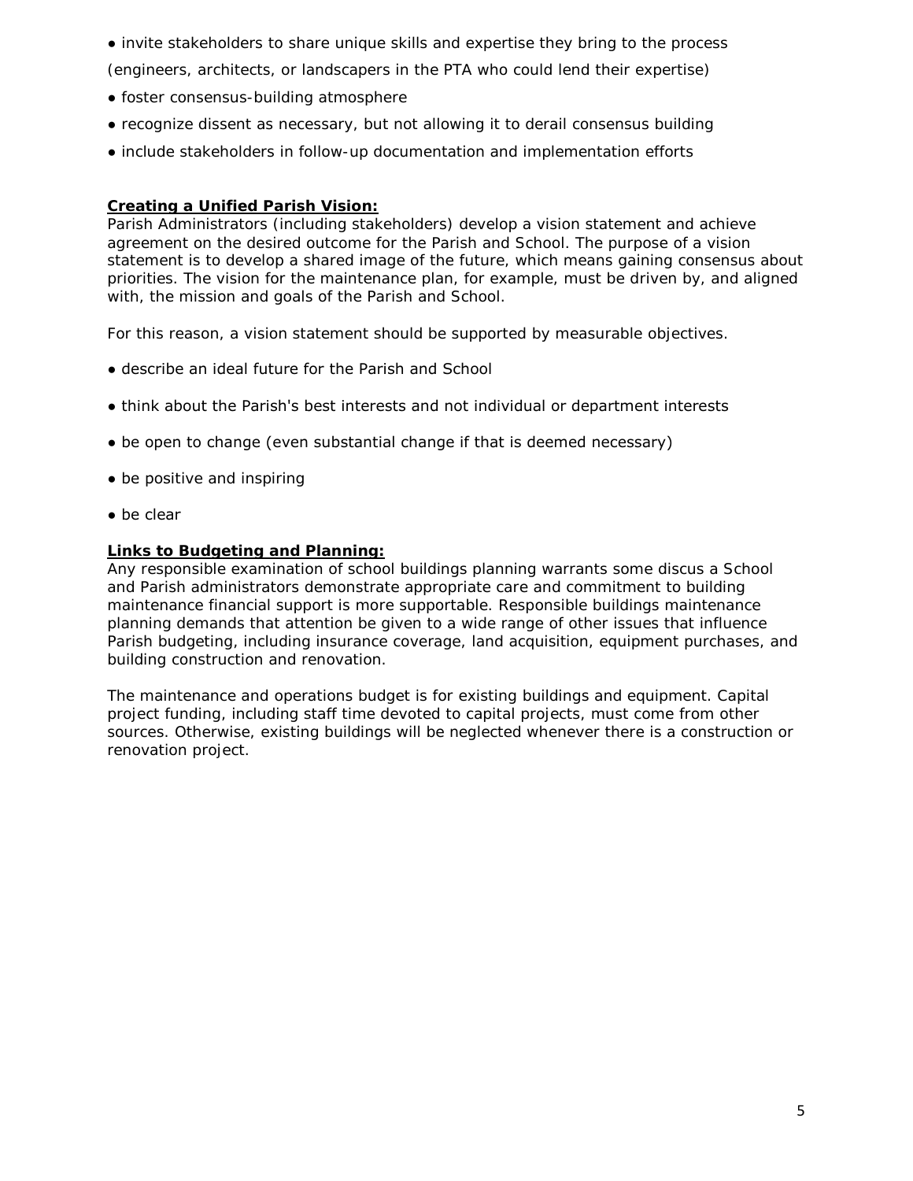- invite stakeholders to share unique skills and expertise they bring to the process (engineers, architects, or landscapers in the PTA who could lend their expertise)
- foster consensus-building atmosphere
- recognize dissent as necessary, but not allowing it to derail consensus building
- include stakeholders in follow-up documentation and implementation efforts

**Creating a Unified Parish Vision:**

Parish Administrators (including stakeholders) develop a vision statement and achieve agreement on the desired outcome for the Parish and School. The purpose of a vision statement is to develop a shared image of the future, which means gaining consensus about priorities. The vision for the maintenance plan, for example, must be driven by, and aligned with, the mission and goals of the Parish and School.

For this reason, a vision statement should be supported by measurable objectives.

- describe an ideal future for the Parish and School
- think about the Parish's best interests and not individual or department interests
- be open to change (even substantial change if that is deemed necessary)
- be positive and inspiring
- be clear

**Links to Budgeting and Planning:**

Any responsible examination of school buildings planning warrants some discus a School and Parish administrators demonstrate appropriate care and commitment to building maintenance financial support is more supportable. Responsible buildings maintenance planning demands that attention be given to a wide range of other issues that influence Parish budgeting, including insurance coverage, land acquisition, equipment purchases, and building construction and renovation.

The maintenance and operations budget is for existing buildings and equipment. Capital project funding, including staff time devoted to capital projects, must come from other sources. Otherwise, existing buildings will be neglected whenever there is a construction or renovation project.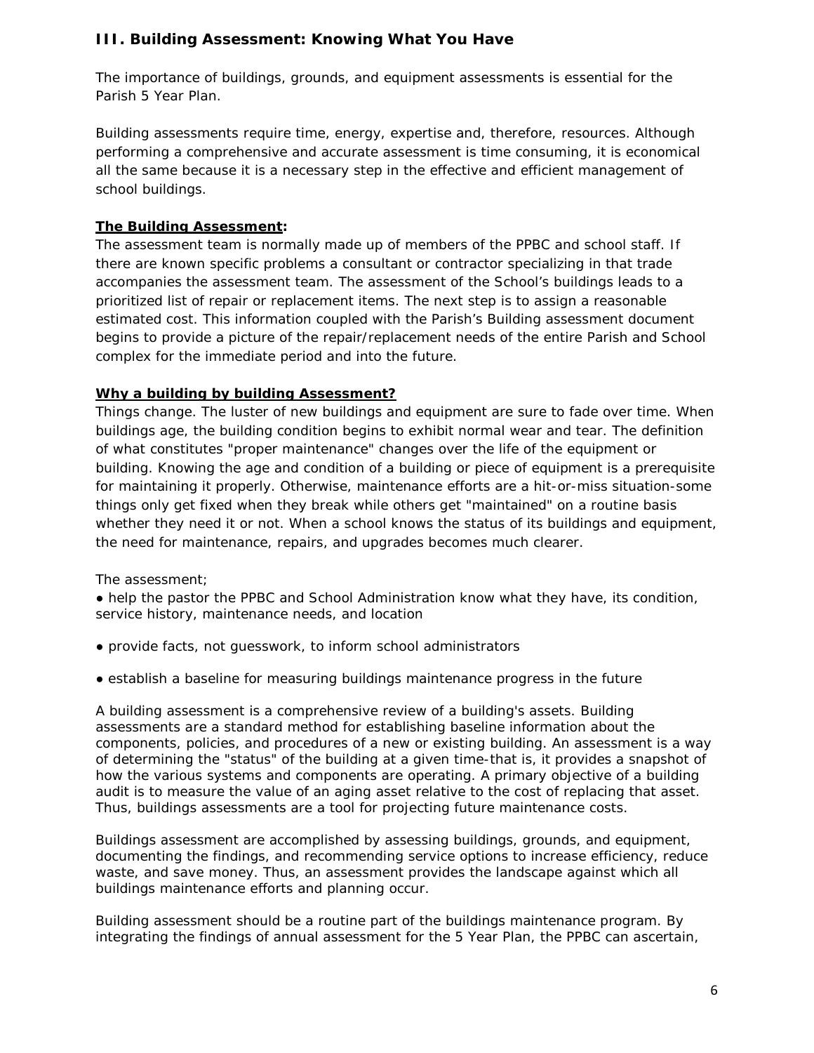## III. Building Assessment: Knowing What You Have

The importance of buildings, grounds, and equipment assessments is essential for the Parish 5 Year Plan.

Building assessments require time, energy, expertise and, therefore, resources. Although performing a comprehensive and accurate assessment is time consuming, it is economical all the same because it is a necessary step in the effective and efficient management of school buildings.

**The Building Assessment:**

The assessment team is normally made up of members of the PPBC and school staff. If there are known specific problems a consultant or contractor specializing in that trade accompanies the assessment team. The assessment of the School's buildings leads to a prioritized list of repair or replacement items. The next step is to assign a reasonable estimated cost. This information coupled with the Parish's Building assessment document begins to provide a picture of the repair/replacement needs of the entire Parish and School complex for the immediate period and into the future.

**Why a building by building Assessment?**

Things change. The luster of new buildings and equipment are sure to fade over time. When buildings age, the building condition begins to exhibit normal wear and tear. The definition of what constitutes "proper maintenance" changes over the life of the equipment or building. Knowing the age and condition of a building or piece of equipment is a prerequisite for maintaining it properly. Otherwise, maintenance efforts are a hit-or-miss situation-some things only get fixed when they break while others get "maintained" on a routine basis whether they need it or not. When a school knows the status of its buildings and equipment, the need for maintenance, repairs, and upgrades becomes much clearer.

The assessment;

- help the pastor the PPBC and School Administration know what they have, its condition, service history, maintenance needs, and location
- provide facts, not guesswork, to inform school administrators
- establish a baseline for measuring buildings maintenance progress in the future

A building assessment is a comprehensive review of a building's assets. Building assessments are a standard method for establishing baseline information about the components, policies, and procedures of a new or existing building. An assessment is a way of determining the "status" of the building at a given time-that is, it provides a snapshot of how the various systems and components are operating. A primary objective of a building audit is to measure the value of an aging asset relative to the cost of replacing that asset. Thus, buildings assessments are a tool for projecting future maintenance costs.

Buildings assessment are accomplished by assessing buildings, grounds, and equipment, documenting the findings, and recommending service options to increase efficiency, reduce waste, and save money. Thus, an assessment provides the landscape against which all buildings maintenance efforts and planning occur.

Building assessment should be a routine part of the buildings maintenance program. By integrating the findings of annual assessment for the 5 Year Plan, the PPBC can ascertain,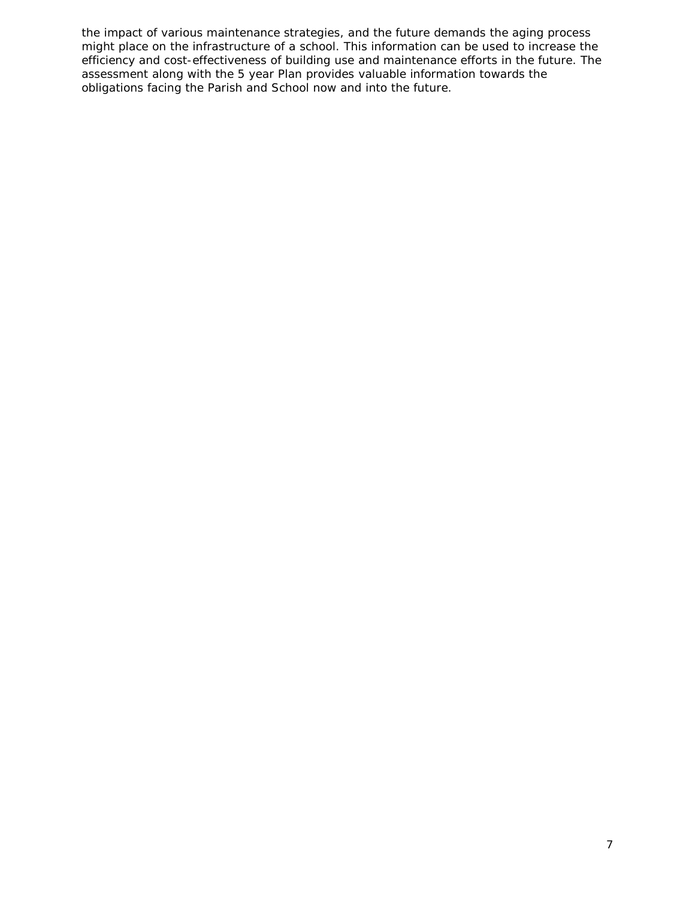the impact of various maintenance strategies, and the future demands the aging process might place on the infrastructure of a school. This information can be used to increase the efficiency and cost-effectiveness of building use and maintenance efforts in the future. The assessment along with the 5 year Plan provides valuable information towards the obligations facing the Parish and School now and into the future.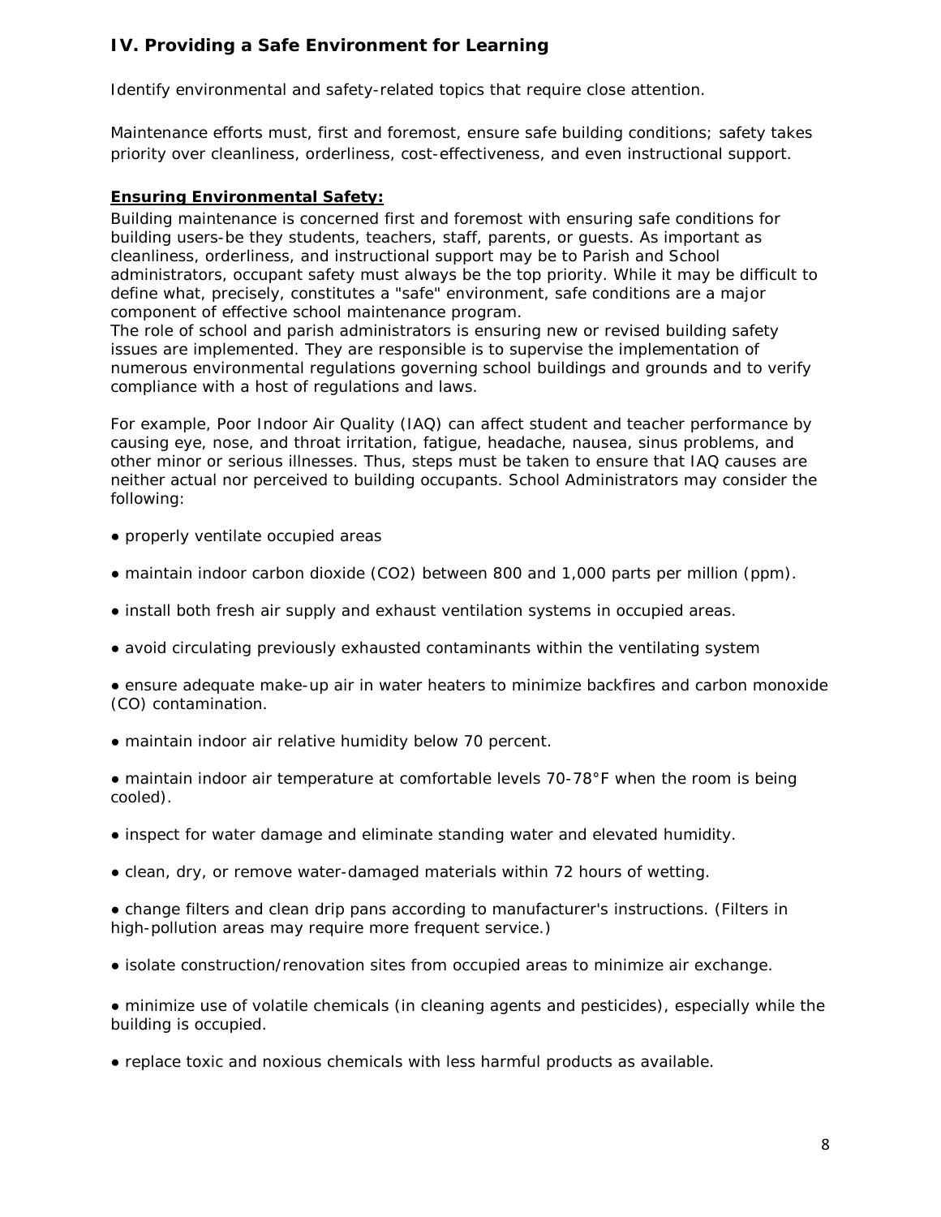## IV. Providing a Safe Environment for Learning

Identify environmental and safety-related topics that require close attention.

Maintenance efforts must, first and foremost, ensure safe building conditions; safety takes priority over cleanliness, orderliness, cost-effectiveness, and even instructional support.

**Ensuring Environmental Safety:**

Building maintenance is concerned first and foremost with ensuring safe conditions for building users-be they students, teachers, staff, parents, or guests. As important as cleanliness, orderliness, and instructional support may be to Parish and School administrators, occupant safety must always be the top priority. While it may be difficult to define what, precisely, constitutes a "safe" environment, safe conditions are a major component of effective school maintenance program.

The role of school and parish administrators is ensuring new or revised building safety issues are implemented. They are responsible is to supervise the implementation of numerous environmental regulations governing school buildings and grounds and to verify compliance with a host of regulations and laws.

For example, Poor Indoor Air Quality (IAQ) can affect student and teacher performance by causing eye, nose, and throat irritation, fatigue, headache, nausea, sinus problems, and other minor or serious illnesses. Thus, steps must be taken to ensure that IAQ causes are neither actual nor perceived to building occupants. School Administrators may consider the following:

- properly ventilate occupied areas
- maintain indoor carbon dioxide ($CO_2$) between 800 and 1,000 parts per million (ppm).
- install both fresh air supply and exhaust ventilation systems in occupied areas.
- avoid circulating previously exhausted contaminants within the ventilating system
- ensure adequate make-up air in water heaters to minimize backfires and carbon monoxide (CO) contamination.
- maintain indoor air relative humidity below 70 percent.
- maintain indoor air temperature at comfortable levels 70-78°F when the room is being cooled).
- inspect for water damage and eliminate standing water and elevated humidity.
- clean, dry, or remove water-damaged materials within 72 hours of wetting.
- change filters and clean drip pans according to manufacturer's instructions. (Filters in high-pollution areas may require more frequent service.)
- isolate construction/renovation sites from occupied areas to minimize air exchange.
- minimize use of volatile chemicals (in cleaning agents and pesticides), especially while the building is occupied.
- replace toxic and noxious chemicals with less harmful products as available.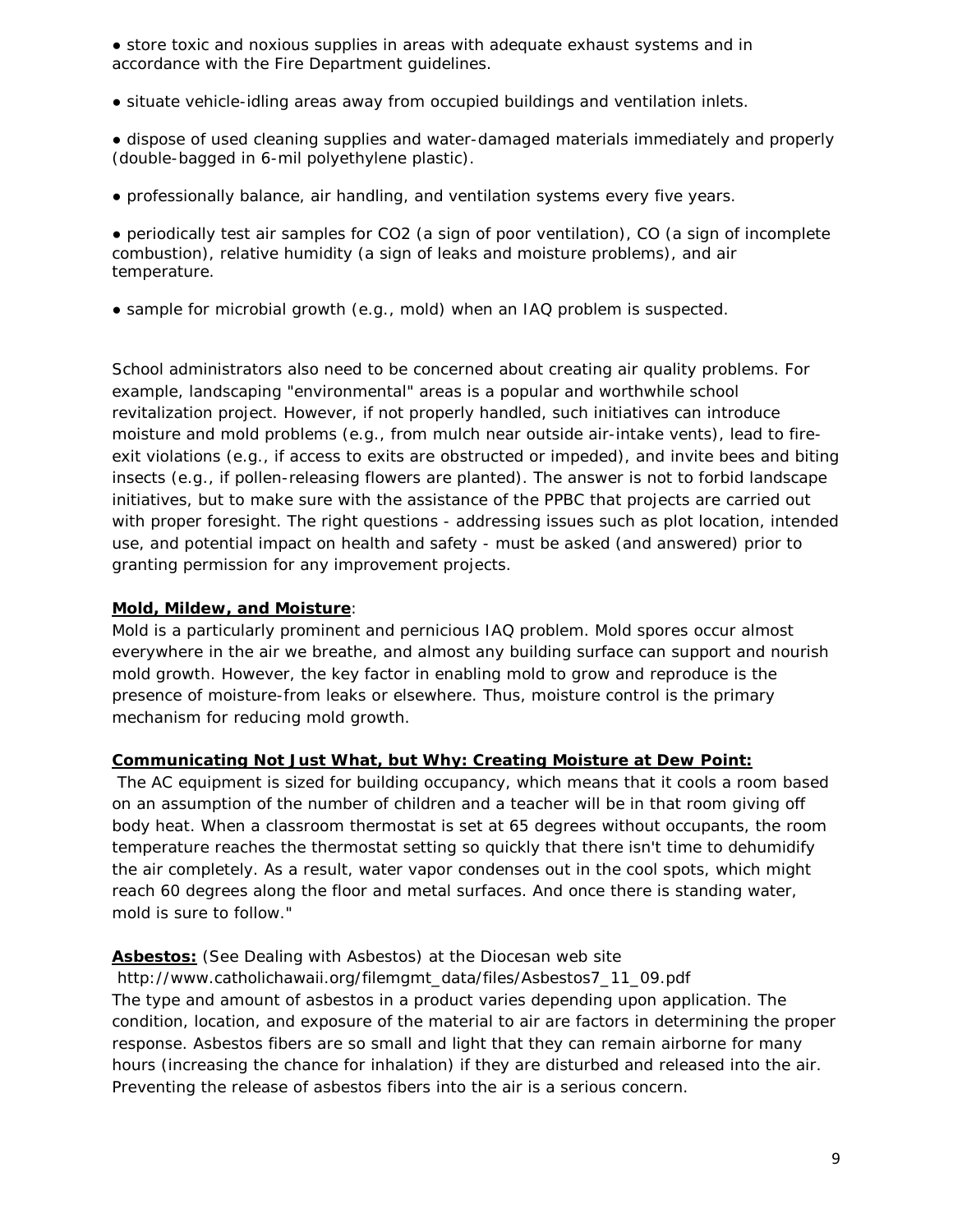- store toxic and noxious supplies in areas with adequate exhaust systems and in accordance with the Fire Department guidelines.

- situate vehicle-idling areas away from occupied buildings and ventilation inlets.

- dispose of used cleaning supplies and water-damaged materials immediately and properly (double-bagged in 6-mil polyethylene plastic).

- professionally balance, air handling, and ventilation systems every five years.

- periodically test air samples for $CO_2$ (a sign of poor ventilation), CO (a sign of incomplete combustion), relative humidity (a sign of leaks and moisture problems), and air temperature.

- sample for microbial growth (e.g., mold) when an IAQ problem is suspected.

School administrators also need to be concerned about creating air quality problems. For example, landscaping "environmental" areas is a popular and worthwhile school revitalization project. However, if not properly handled, such initiatives can introduce moisture and mold problems (e.g., from mulch near outside air-intake vents), lead to fire-exit violations (e.g., if access to exits are obstructed or impeded), and invite bees and biting insects (e.g., if pollen-releasing flowers are planted). The answer is not to forbid landscape initiatives, but to make sure with the assistance of the PPBC that projects are carried out with proper foresight. The right questions - addressing issues such as plot location, intended use, and potential impact on health and safety - must be asked (and answered) prior to granting permission for any improvement projects.

**Mold, Mildew, and Moisture**:
Mold is a particularly prominent and pernicious IAQ problem. Mold spores occur almost everywhere in the air we breathe, and almost any building surface can support and nourish mold growth. However, the key factor in enabling mold to grow and reproduce is the presence of moisture-from leaks or elsewhere. Thus, moisture control is the primary mechanism for reducing mold growth.

**Communicating Not Just What, but Why: Creating Moisture at Dew Point:**
The AC equipment is sized for building occupancy, which means that it cools a room based on an assumption of the number of children and a teacher will be in that room giving off body heat. When a classroom thermostat is set at 65 degrees without occupants, the room temperature reaches the thermostat setting so quickly that there isn't time to dehumidify the air completely. As a result, water vapor condenses out in the cool spots, which might reach 60 degrees along the floor and metal surfaces. And once there is standing water, mold is sure to follow."

**Asbestos:** (See Dealing with Asbestos) at the Diocesan web site
http://www.catholichawaii.org/filemgmt_data/files/Asbestos7_11_09.pdf
The type and amount of asbestos in a product varies depending upon application. The condition, location, and exposure of the material to air are factors in determining the proper response. Asbestos fibers are so small and light that they can remain airborne for many hours (increasing the chance for inhalation) if they are disturbed and released into the air. Preventing the release of asbestos fibers into the air is a serious concern.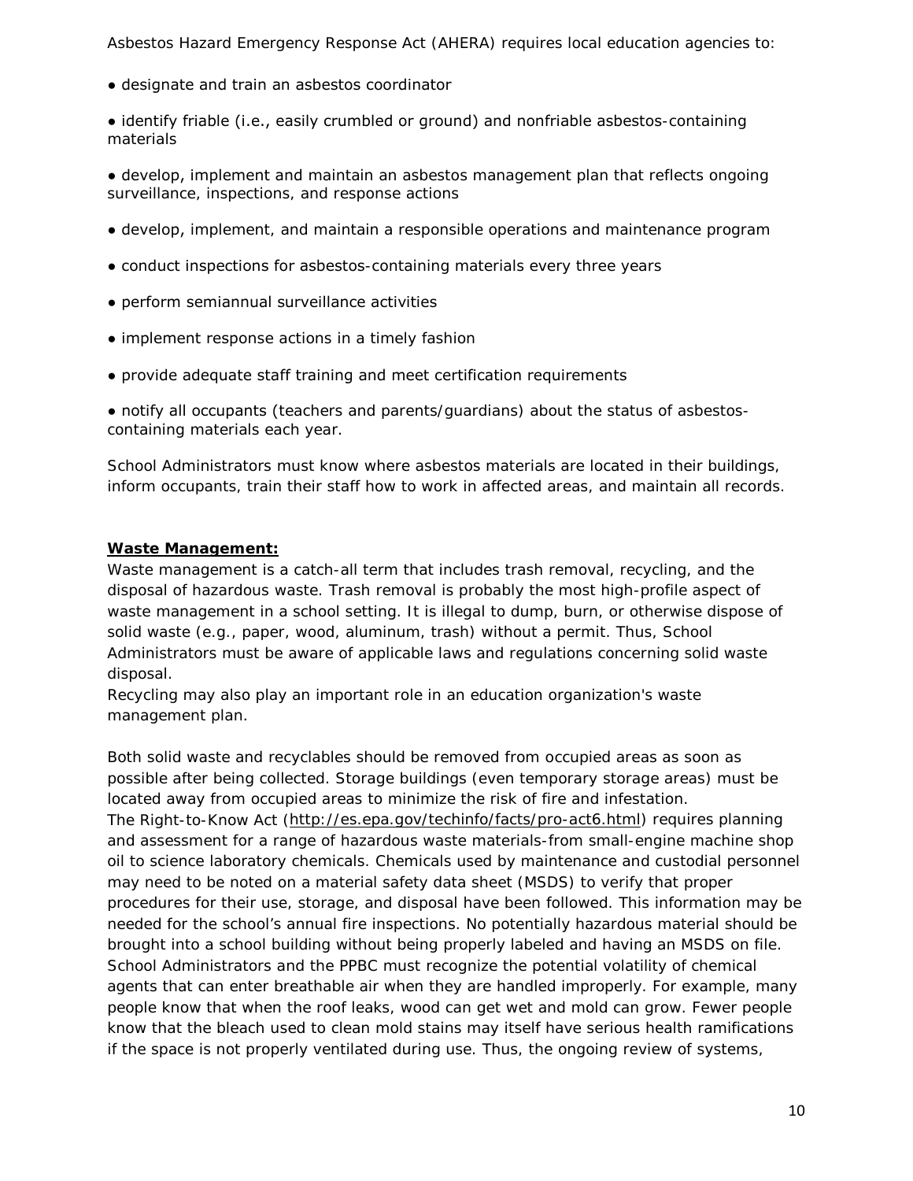Asbestos Hazard Emergency Response Act (AHERA) requires local education agencies to:

- designate and train an asbestos coordinator
- identify friable (i.e., easily crumbled or ground) and nonfriable asbestos-containing materials
- develop, implement and maintain an asbestos management plan that reflects ongoing surveillance, inspections, and response actions
- develop, implement, and maintain a responsible operations and maintenance program
- conduct inspections for asbestos-containing materials every three years
- perform semiannual surveillance activities
- implement response actions in a timely fashion
- provide adequate staff training and meet certification requirements
- notify all occupants (teachers and parents/guardians) about the status of asbestos-containing materials each year.

School Administrators must know where asbestos materials are located in their buildings, inform occupants, train their staff how to work in affected areas, and maintain all records.

**Waste Management:**

Waste management is a catch-all term that includes trash removal, recycling, and the disposal of hazardous waste. Trash removal is probably the most high-profile aspect of waste management in a school setting. It is illegal to dump, burn, or otherwise dispose of solid waste (e.g., paper, wood, aluminum, trash) without a permit. Thus, School Administrators must be aware of applicable laws and regulations concerning solid waste disposal.

Recycling may also play an important role in an education organization's waste management plan.

Both solid waste and recyclables should be removed from occupied areas as soon as possible after being collected. Storage buildings (even temporary storage areas) must be located away from occupied areas to minimize the risk of fire and infestation.

The Right-to-Know Act (http://es.epa.gov/techinfo/facts/pro-act6.html) requires planning and assessment for a range of hazardous waste materials-from small-engine machine shop oil to science laboratory chemicals. Chemicals used by maintenance and custodial personnel may need to be noted on a material safety data sheet (MSDS) to verify that proper procedures for their use, storage, and disposal have been followed. This information may be needed for the school's annual fire inspections. No potentially hazardous material should be brought into a school building without being properly labeled and having an MSDS on file. School Administrators and the PPBC must recognize the potential volatility of chemical agents that can enter breathable air when they are handled improperly. For example, many people know that when the roof leaks, wood can get wet and mold can grow. Fewer people know that the bleach used to clean mold stains may itself have serious health ramifications if the space is not properly ventilated during use. Thus, the ongoing review of systems,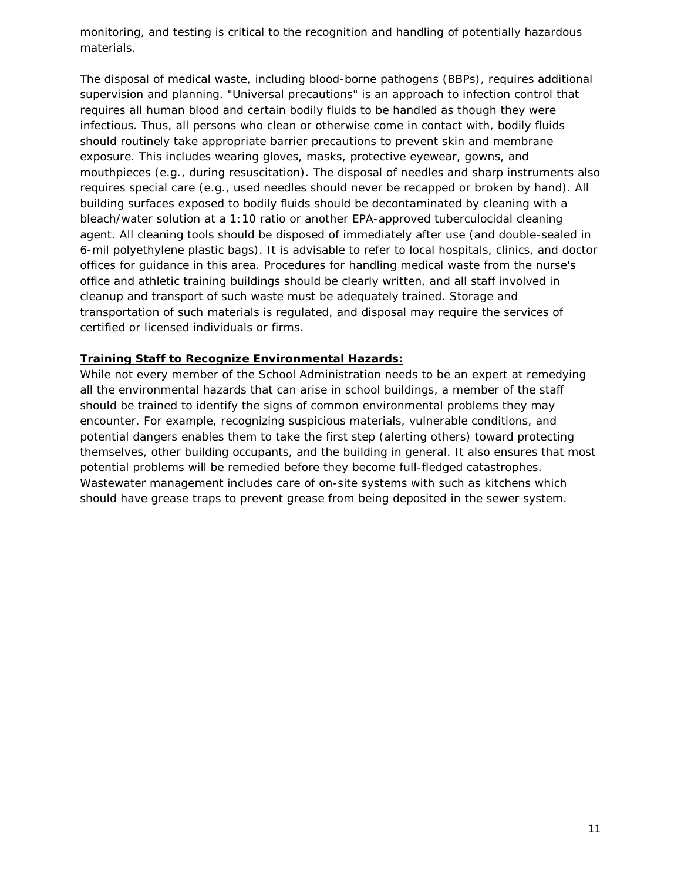monitoring, and testing is critical to the recognition and handling of potentially hazardous materials.

The disposal of medical waste, including blood-borne pathogens (BBPs), requires additional supervision and planning. "Universal precautions" is an approach to infection control that requires all human blood and certain bodily fluids to be handled as though they were infectious. Thus, all persons who clean or otherwise come in contact with, bodily fluids should routinely take appropriate barrier precautions to prevent skin and membrane exposure. This includes wearing gloves, masks, protective eyewear, gowns, and mouthpieces (e.g., during resuscitation). The disposal of needles and sharp instruments also requires special care (e.g., used needles should never be recapped or broken by hand). All building surfaces exposed to bodily fluids should be decontaminated by cleaning with a bleach/water solution at a 1:10 ratio or another EPA-approved tuberculocidal cleaning agent. All cleaning tools should be disposed of immediately after use (and double-sealed in 6-mil polyethylene plastic bags). It is advisable to refer to local hospitals, clinics, and doctor offices for guidance in this area. Procedures for handling medical waste from the nurse's office and athletic training buildings should be clearly written, and all staff involved in cleanup and transport of such waste must be adequately trained. Storage and transportation of such materials is regulated, and disposal may require the services of certified or licensed individuals or firms.

**Training Staff to Recognize Environmental Hazards:**

While not every member of the School Administration needs to be an expert at remedying all the environmental hazards that can arise in school buildings, a member of the staff should be trained to identify the signs of common environmental problems they may encounter. For example, recognizing suspicious materials, vulnerable conditions, and potential dangers enables them to take the first step (alerting others) toward protecting themselves, other building occupants, and the building in general. It also ensures that most potential problems will be remedied before they become full-fledged catastrophes. Wastewater management includes care of on-site systems with such as kitchens which should have grease traps to prevent grease from being deposited in the sewer system.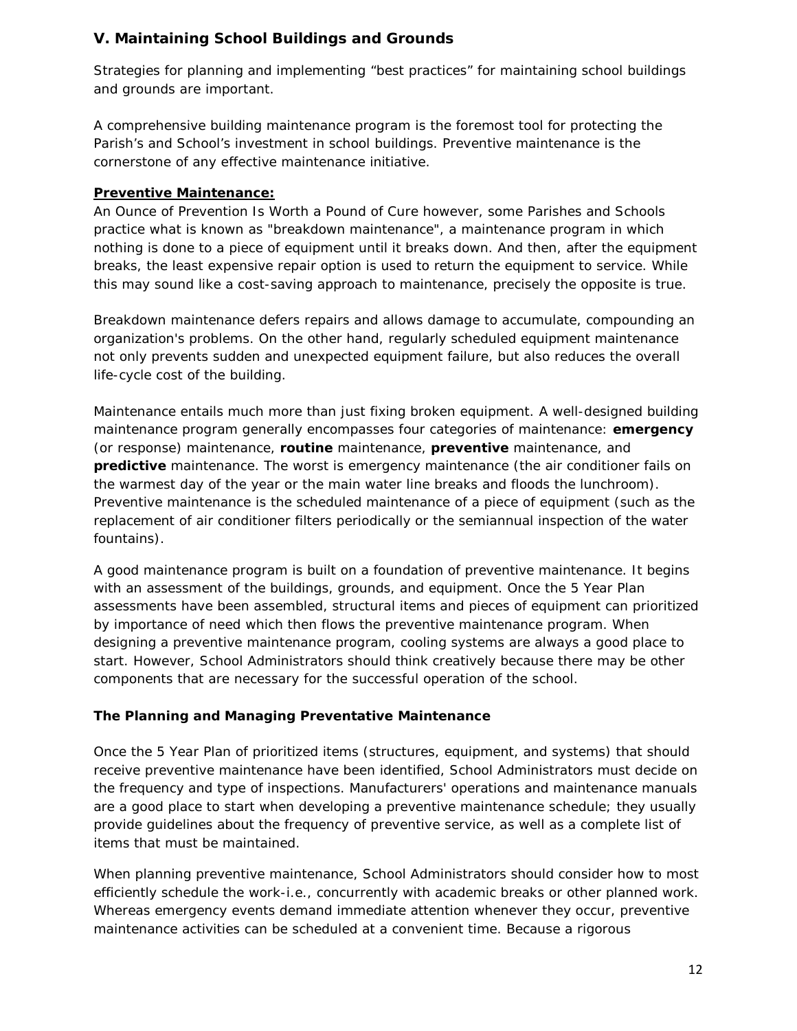## V. Maintaining School Buildings and Grounds

Strategies for planning and implementing "best practices" for maintaining school buildings and grounds are important.

A comprehensive building maintenance program is the foremost tool for protecting the Parish's and School's investment in school buildings. Preventive maintenance is the cornerstone of any effective maintenance initiative.

**Preventive Maintenance:**

An Ounce of Prevention Is Worth a Pound of Cure however, some Parishes and Schools practice what is known as "breakdown maintenance", a maintenance program in which nothing is done to a piece of equipment until it breaks down. And then, after the equipment breaks, the least expensive repair option is used to return the equipment to service. While this may sound like a cost-saving approach to maintenance, precisely the opposite is true.

Breakdown maintenance defers repairs and allows damage to accumulate, compounding an organization's problems. On the other hand, regularly scheduled equipment maintenance not only prevents sudden and unexpected equipment failure, but also reduces the overall life-cycle cost of the building.

Maintenance entails much more than just fixing broken equipment. A well-designed building maintenance program generally encompasses four categories of maintenance: **emergency** (or response) maintenance, **routine** maintenance, **preventive** maintenance, and **predictive** maintenance. The worst is emergency maintenance (the air conditioner fails on the warmest day of the year or the main water line breaks and floods the lunchroom). Preventive maintenance is the scheduled maintenance of a piece of equipment (such as the replacement of air conditioner filters periodically or the semiannual inspection of the water fountains).

A good maintenance program is built on a foundation of preventive maintenance. It begins with an assessment of the buildings, grounds, and equipment. Once the 5 Year Plan assessments have been assembled, structural items and pieces of equipment can prioritized by importance of need which then flows the preventive maintenance program. When designing a preventive maintenance program, cooling systems are always a good place to start. However, School Administrators should think creatively because there may be other components that are necessary for the successful operation of the school.

### The Planning and Managing Preventative Maintenance

Once the 5 Year Plan of prioritized items (structures, equipment, and systems) that should receive preventive maintenance have been identified, School Administrators must decide on the frequency and type of inspections. Manufacturers' operations and maintenance manuals are a good place to start when developing a preventive maintenance schedule; they usually provide guidelines about the frequency of preventive service, as well as a complete list of items that must be maintained.

When planning preventive maintenance, School Administrators should consider how to most efficiently schedule the work-i.e., concurrently with academic breaks or other planned work. Whereas emergency events demand immediate attention whenever they occur, preventive maintenance activities can be scheduled at a convenient time. Because a rigorous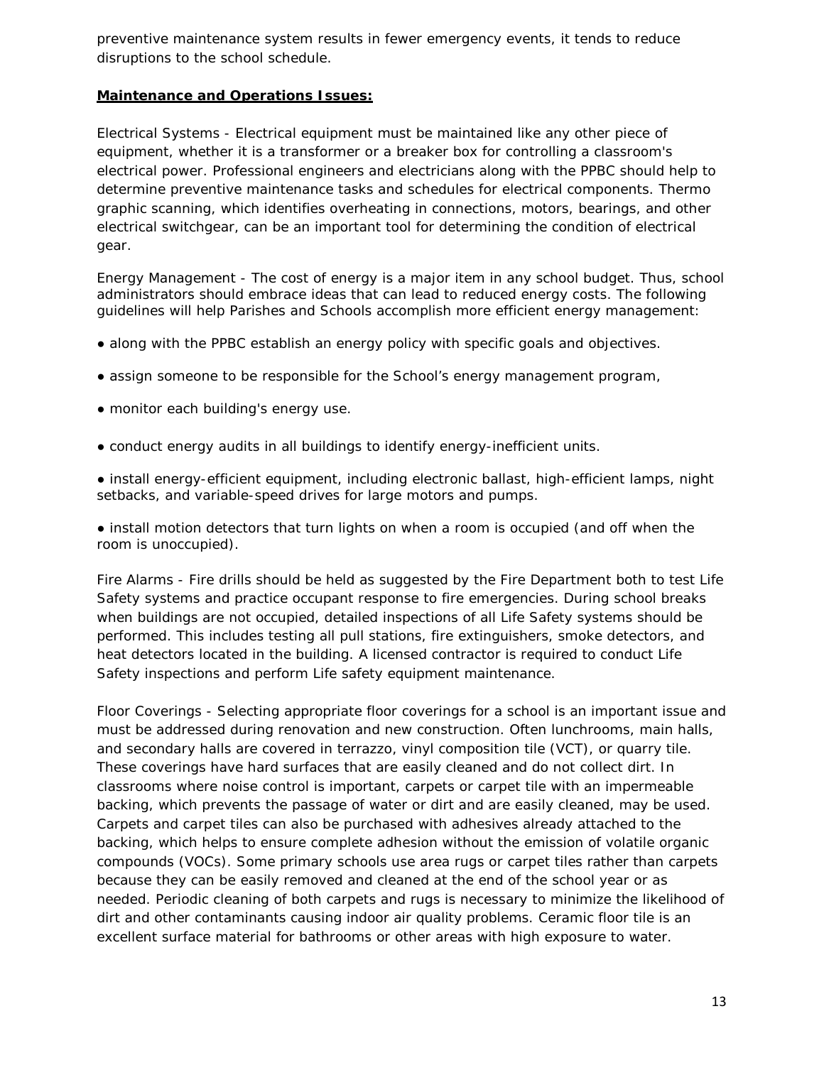preventive maintenance system results in fewer emergency events, it tends to reduce disruptions to the school schedule.

**Maintenance and Operations Issues:**

Electrical Systems - Electrical equipment must be maintained like any other piece of equipment, whether it is a transformer or a breaker box for controlling a classroom's electrical power. Professional engineers and electricians along with the PPBC should help to determine preventive maintenance tasks and schedules for electrical components. Thermo graphic scanning, which identifies overheating in connections, motors, bearings, and other electrical switchgear, can be an important tool for determining the condition of electrical gear.

Energy Management - The cost of energy is a major item in any school budget. Thus, school administrators should embrace ideas that can lead to reduced energy costs. The following guidelines will help Parishes and Schools accomplish more efficient energy management:

- along with the PPBC establish an energy policy with specific goals and objectives.
- assign someone to be responsible for the School's energy management program,
- monitor each building's energy use.
- conduct energy audits in all buildings to identify energy-inefficient units.
- install energy-efficient equipment, including electronic ballast, high-efficient lamps, night setbacks, and variable-speed drives for large motors and pumps.
- install motion detectors that turn lights on when a room is occupied (and off when the room is unoccupied).

Fire Alarms - Fire drills should be held as suggested by the Fire Department both to test Life Safety systems and practice occupant response to fire emergencies. During school breaks when buildings are not occupied, detailed inspections of all Life Safety systems should be performed. This includes testing all pull stations, fire extinguishers, smoke detectors, and heat detectors located in the building. A licensed contractor is required to conduct Life Safety inspections and perform Life safety equipment maintenance.

Floor Coverings - Selecting appropriate floor coverings for a school is an important issue and must be addressed during renovation and new construction. Often lunchrooms, main halls, and secondary halls are covered in terrazzo, vinyl composition tile (VCT), or quarry tile. These coverings have hard surfaces that are easily cleaned and do not collect dirt. In classrooms where noise control is important, carpets or carpet tile with an impermeable backing, which prevents the passage of water or dirt and are easily cleaned, may be used. Carpets and carpet tiles can also be purchased with adhesives already attached to the backing, which helps to ensure complete adhesion without the emission of volatile organic compounds (VOCs). Some primary schools use area rugs or carpet tiles rather than carpets because they can be easily removed and cleaned at the end of the school year or as needed. Periodic cleaning of both carpets and rugs is necessary to minimize the likelihood of dirt and other contaminants causing indoor air quality problems. Ceramic floor tile is an excellent surface material for bathrooms or other areas with high exposure to water.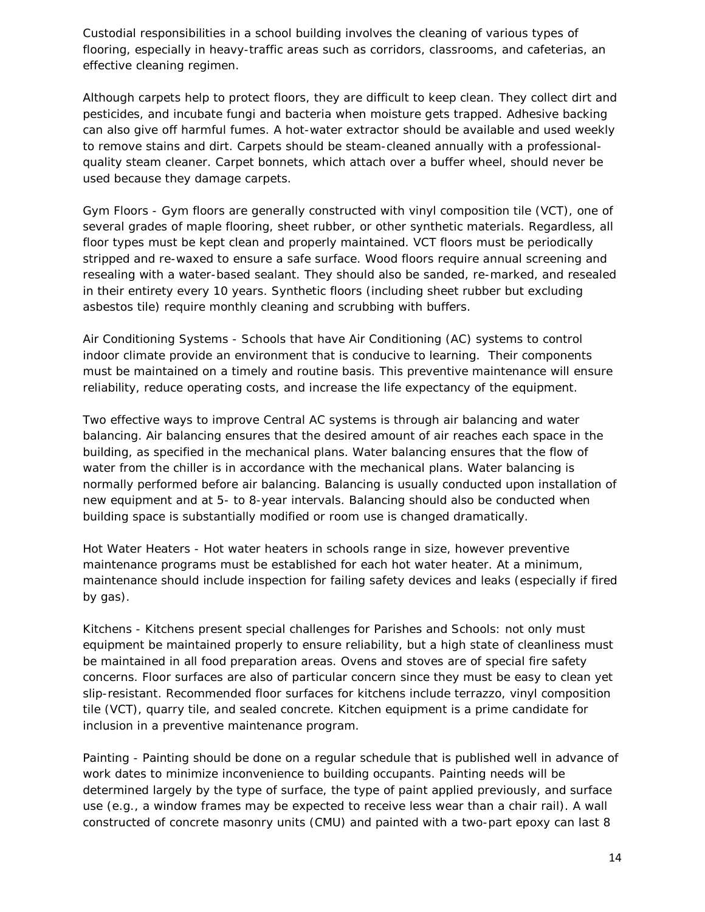Custodial responsibilities in a school building involves the cleaning of various types of flooring, especially in heavy-traffic areas such as corridors, classrooms, and cafeterias, an effective cleaning regimen.

Although carpets help to protect floors, they are difficult to keep clean. They collect dirt and pesticides, and incubate fungi and bacteria when moisture gets trapped. Adhesive backing can also give off harmful fumes. A hot-water extractor should be available and used weekly to remove stains and dirt. Carpets should be steam-cleaned annually with a professional-quality steam cleaner. Carpet bonnets, which attach over a buffer wheel, should never be used because they damage carpets.

Gym Floors - Gym floors are generally constructed with vinyl composition tile (VCT), one of several grades of maple flooring, sheet rubber, or other synthetic materials. Regardless, all floor types must be kept clean and properly maintained. VCT floors must be periodically stripped and re-waxed to ensure a safe surface. Wood floors require annual screening and resealing with a water-based sealant. They should also be sanded, re-marked, and resealed in their entirety every 10 years. Synthetic floors (including sheet rubber but excluding asbestos tile) require monthly cleaning and scrubbing with buffers.

Air Conditioning Systems - Schools that have Air Conditioning (AC) systems to control indoor climate provide an environment that is conducive to learning. Their components must be maintained on a timely and routine basis. This preventive maintenance will ensure reliability, reduce operating costs, and increase the life expectancy of the equipment.

Two effective ways to improve Central AC systems is through air balancing and water balancing. Air balancing ensures that the desired amount of air reaches each space in the building, as specified in the mechanical plans. Water balancing ensures that the flow of water from the chiller is in accordance with the mechanical plans. Water balancing is normally performed before air balancing. Balancing is usually conducted upon installation of new equipment and at 5- to 8-year intervals. Balancing should also be conducted when building space is substantially modified or room use is changed dramatically.

Hot Water Heaters - Hot water heaters in schools range in size, however preventive maintenance programs must be established for each hot water heater. At a minimum, maintenance should include inspection for failing safety devices and leaks (especially if fired by gas).

Kitchens - Kitchens present special challenges for Parishes and Schools: not only must equipment be maintained properly to ensure reliability, but a high state of cleanliness must be maintained in all food preparation areas. Ovens and stoves are of special fire safety concerns. Floor surfaces are also of particular concern since they must be easy to clean yet slip-resistant. Recommended floor surfaces for kitchens include terrazzo, vinyl composition tile (VCT), quarry tile, and sealed concrete. Kitchen equipment is a prime candidate for inclusion in a preventive maintenance program.

Painting - Painting should be done on a regular schedule that is published well in advance of work dates to minimize inconvenience to building occupants. Painting needs will be determined largely by the type of surface, the type of paint applied previously, and surface use (e.g., a window frames may be expected to receive less wear than a chair rail). A wall constructed of concrete masonry units (CMU) and painted with a two-part epoxy can last 8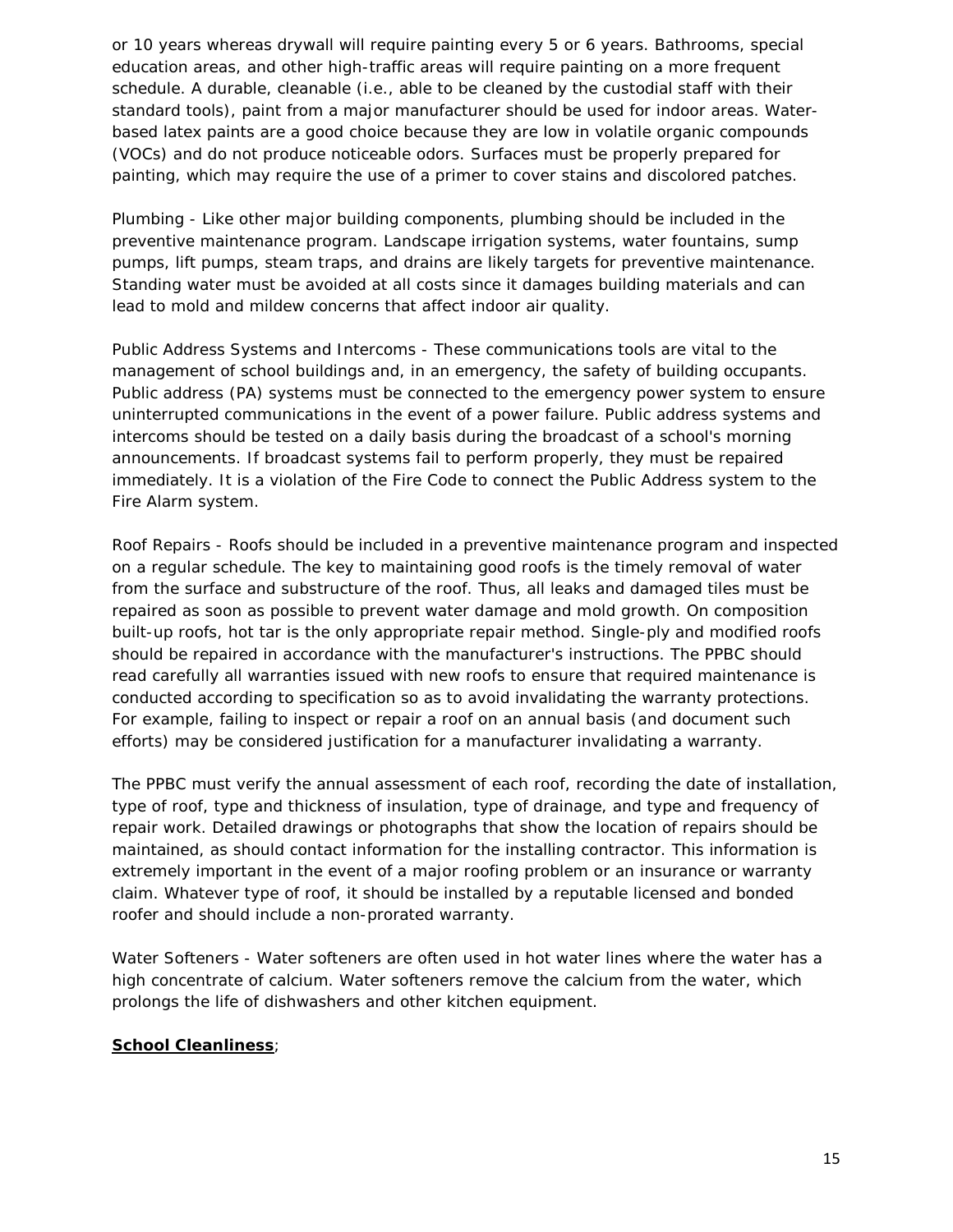or 10 years whereas drywall will require painting every 5 or 6 years. Bathrooms, special education areas, and other high-traffic areas will require painting on a more frequent schedule. A durable, cleanable (i.e., able to be cleaned by the custodial staff with their standard tools), paint from a major manufacturer should be used for indoor areas. Water-based latex paints are a good choice because they are low in volatile organic compounds (VOCs) and do not produce noticeable odors. Surfaces must be properly prepared for painting, which may require the use of a primer to cover stains and discolored patches.

Plumbing - Like other major building components, plumbing should be included in the preventive maintenance program. Landscape irrigation systems, water fountains, sump pumps, lift pumps, steam traps, and drains are likely targets for preventive maintenance. Standing water must be avoided at all costs since it damages building materials and can lead to mold and mildew concerns that affect indoor air quality.

Public Address Systems and Intercoms - These communications tools are vital to the management of school buildings and, in an emergency, the safety of building occupants. Public address (PA) systems must be connected to the emergency power system to ensure uninterrupted communications in the event of a power failure. Public address systems and intercoms should be tested on a daily basis during the broadcast of a school's morning announcements. If broadcast systems fail to perform properly, they must be repaired immediately. It is a violation of the Fire Code to connect the Public Address system to the Fire Alarm system.

Roof Repairs - Roofs should be included in a preventive maintenance program and inspected on a regular schedule. The key to maintaining good roofs is the timely removal of water from the surface and substructure of the roof. Thus, all leaks and damaged tiles must be repaired as soon as possible to prevent water damage and mold growth. On composition built-up roofs, hot tar is the only appropriate repair method. Single-ply and modified roofs should be repaired in accordance with the manufacturer's instructions. The PPBC should read carefully all warranties issued with new roofs to ensure that required maintenance is conducted according to specification so as to avoid invalidating the warranty protections. For example, failing to inspect or repair a roof on an annual basis (and document such efforts) may be considered justification for a manufacturer invalidating a warranty.

The PPBC must verify the annual assessment of each roof, recording the date of installation, type of roof, type and thickness of insulation, type of drainage, and type and frequency of repair work. Detailed drawings or photographs that show the location of repairs should be maintained, as should contact information for the installing contractor. This information is extremely important in the event of a major roofing problem or an insurance or warranty claim. Whatever type of roof, it should be installed by a reputable licensed and bonded roofer and should include a non-prorated warranty.

Water Softeners - Water softeners are often used in hot water lines where the water has a high concentrate of calcium. Water softeners remove the calcium from the water, which prolongs the life of dishwashers and other kitchen equipment.

**School Cleanliness**;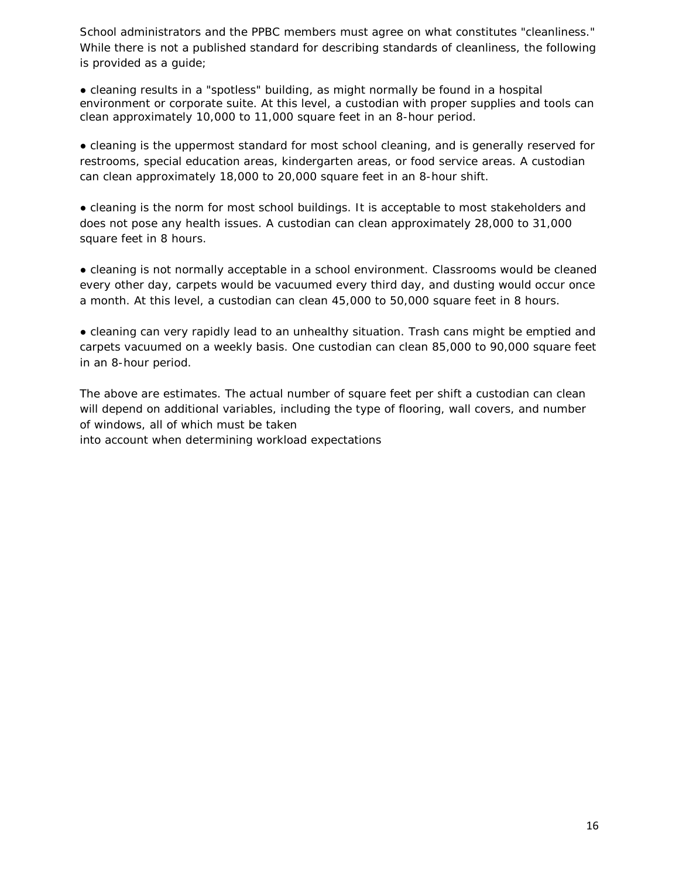School administrators and the PPBC members must agree on what constitutes "cleanliness." While there is not a published standard for describing standards of cleanliness, the following is provided as a guide;

- cleaning results in a "spotless" building, as might normally be found in a hospital environment or corporate suite. At this level, a custodian with proper supplies and tools can clean approximately 10,000 to 11,000 square feet in an 8-hour period.

- cleaning is the uppermost standard for most school cleaning, and is generally reserved for restrooms, special education areas, kindergarten areas, or food service areas. A custodian can clean approximately 18,000 to 20,000 square feet in an 8-hour shift.

- cleaning is the norm for most school buildings. It is acceptable to most stakeholders and does not pose any health issues. A custodian can clean approximately 28,000 to 31,000 square feet in 8 hours.

- cleaning is not normally acceptable in a school environment. Classrooms would be cleaned every other day, carpets would be vacuumed every third day, and dusting would occur once a month. At this level, a custodian can clean 45,000 to 50,000 square feet in 8 hours.

- cleaning can very rapidly lead to an unhealthy situation. Trash cans might be emptied and carpets vacuumed on a weekly basis. One custodian can clean 85,000 to 90,000 square feet in an 8-hour period.

The above are estimates. The actual number of square feet per shift a custodian can clean will depend on additional variables, including the type of flooring, wall covers, and number of windows, all of which must be taken into account when determining workload expectations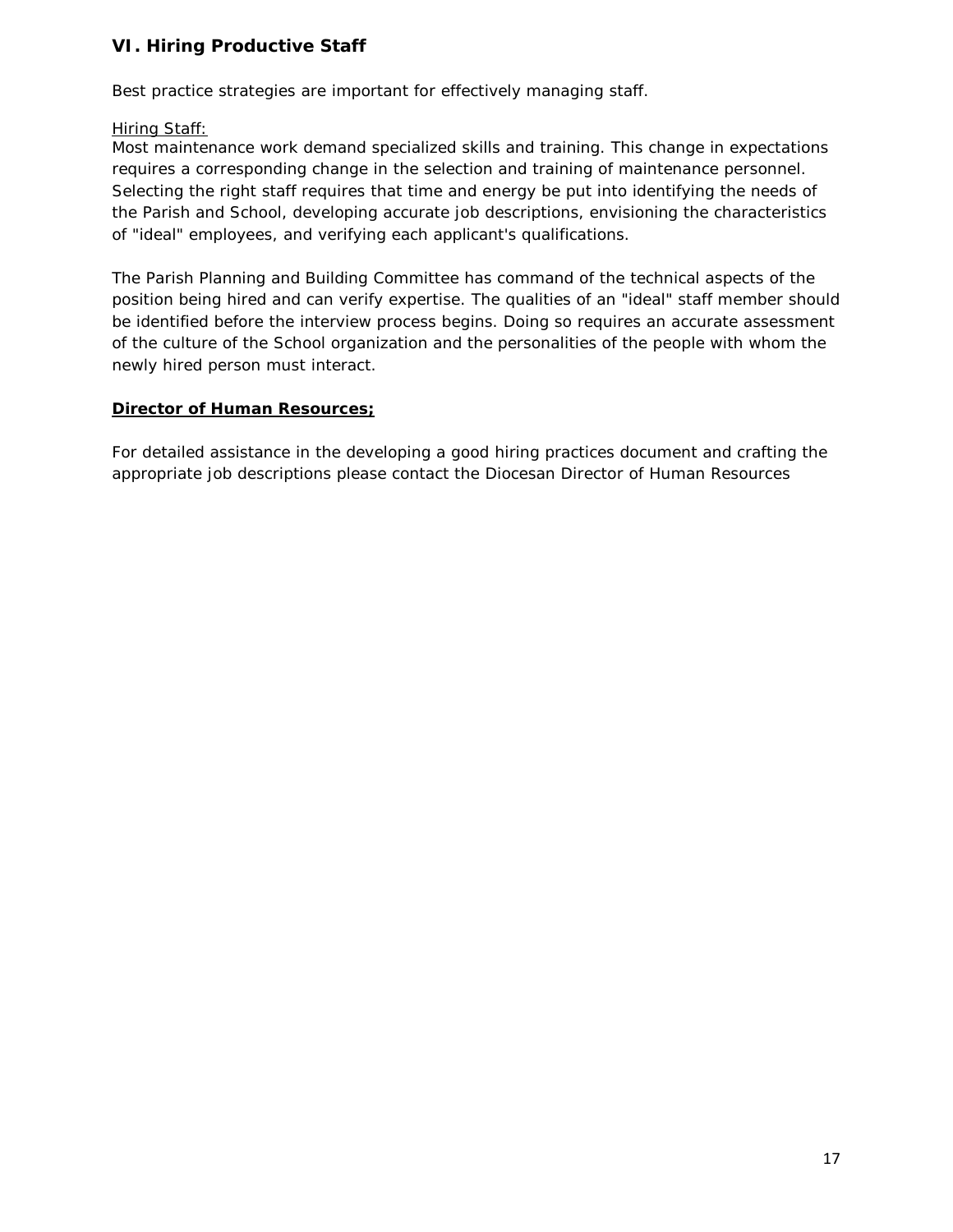## VI. Hiring Productive Staff

Best practice strategies are important for effectively managing staff.

Hiring Staff:

Most maintenance work demand specialized skills and training. This change in expectations requires a corresponding change in the selection and training of maintenance personnel. Selecting the right staff requires that time and energy be put into identifying the needs of the Parish and School, developing accurate job descriptions, envisioning the characteristics of "ideal" employees, and verifying each applicant's qualifications.

The Parish Planning and Building Committee has command of the technical aspects of the position being hired and can verify expertise. The qualities of an "ideal" staff member should be identified before the interview process begins. Doing so requires an accurate assessment of the culture of the School organization and the personalities of the people with whom the newly hired person must interact.

**Director of Human Resources;**

For detailed assistance in the developing a good hiring practices document and crafting the appropriate job descriptions please contact the Diocesan Director of Human Resources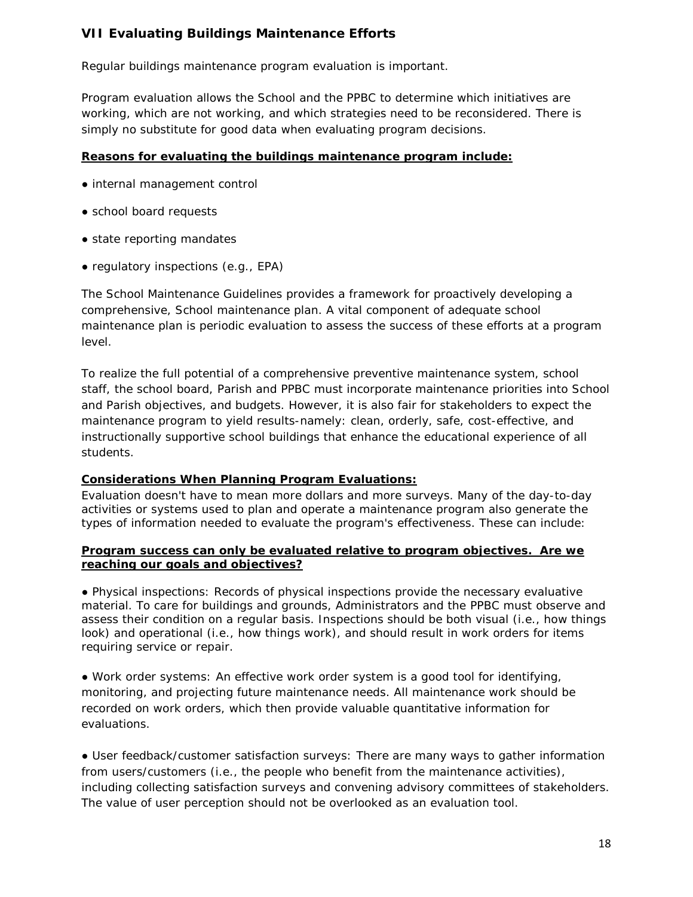## VII Evaluating Buildings Maintenance Efforts

Regular buildings maintenance program evaluation is important.

Program evaluation allows the School and the PPBC to determine which initiatives are working, which are not working, and which strategies need to be reconsidered. There is simply no substitute for good data when evaluating program decisions.

**Reasons for evaluating the buildings maintenance program include:**

- internal management control
- school board requests
- state reporting mandates
- regulatory inspections (e.g., EPA)

The School Maintenance Guidelines provides a framework for proactively developing a comprehensive, School maintenance plan. A vital component of adequate school maintenance plan is periodic evaluation to assess the success of these efforts at a program level.

To realize the full potential of a comprehensive preventive maintenance system, school staff, the school board, Parish and PPBC must incorporate maintenance priorities into School and Parish objectives, and budgets. However, it is also fair for stakeholders to expect the maintenance program to yield results-namely: clean, orderly, safe, cost-effective, and instructionally supportive school buildings that enhance the educational experience of all students.

**Considerations When Planning Program Evaluations:**

Evaluation doesn't have to mean more dollars and more surveys. Many of the day-to-day activities or systems used to plan and operate a maintenance program also generate the types of information needed to evaluate the program's effectiveness. These can include:

**Program success can only be evaluated relative to program objectives. Are we reaching our goals and objectives?**

- Physical inspections: Records of physical inspections provide the necessary evaluative material. To care for buildings and grounds, Administrators and the PPBC must observe and assess their condition on a regular basis. Inspections should be both visual (i.e., how things look) and operational (i.e., how things work), and should result in work orders for items requiring service or repair.

- Work order systems: An effective work order system is a good tool for identifying, monitoring, and projecting future maintenance needs. All maintenance work should be recorded on work orders, which then provide valuable quantitative information for evaluations.

- User feedback/customer satisfaction surveys: There are many ways to gather information from users/customers (i.e., the people who benefit from the maintenance activities), including collecting satisfaction surveys and convening advisory committees of stakeholders. The value of user perception should not be overlooked as an evaluation tool.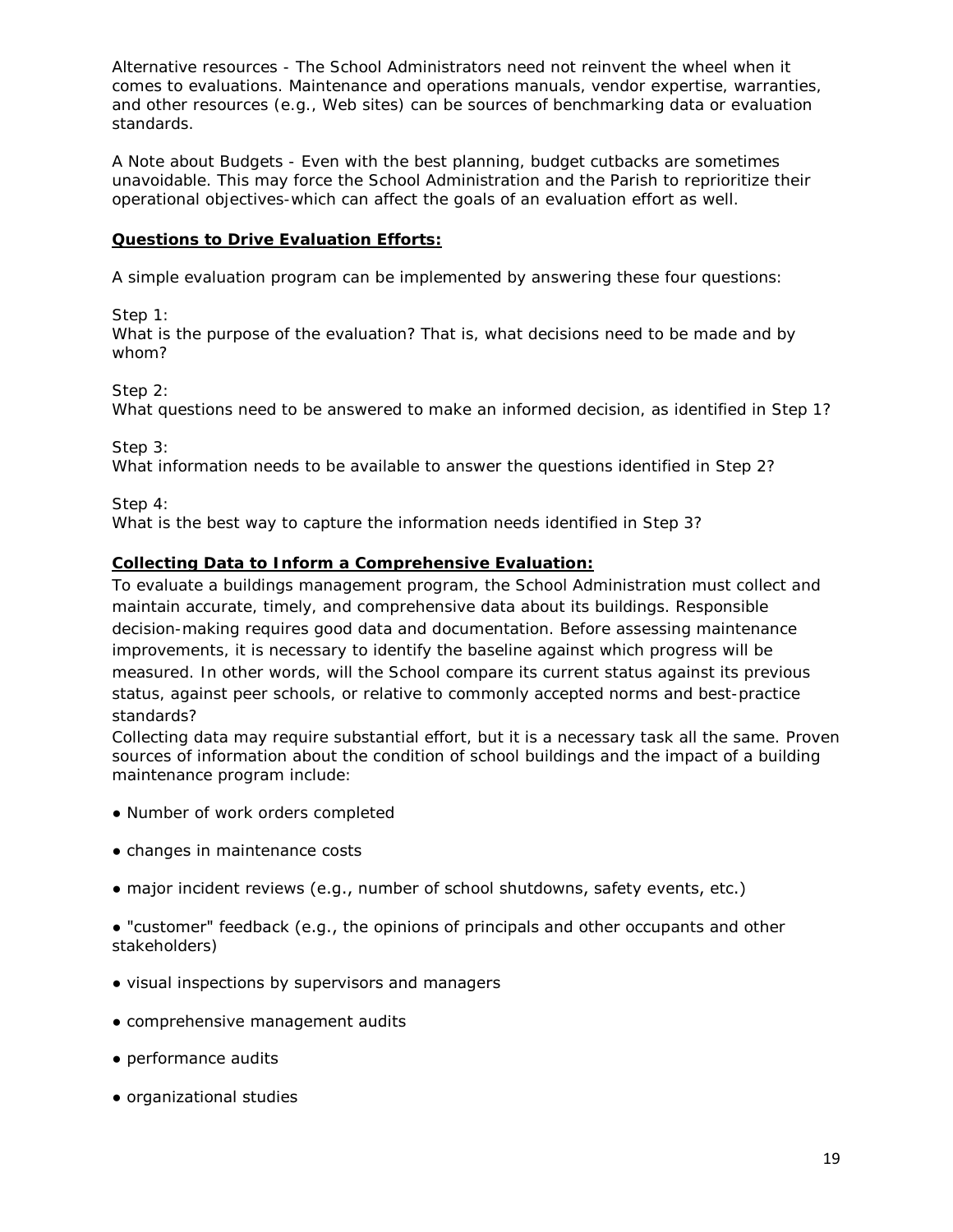Alternative resources - The School Administrators need not reinvent the wheel when it comes to evaluations. Maintenance and operations manuals, vendor expertise, warranties, and other resources (e.g., Web sites) can be sources of benchmarking data or evaluation standards.

A Note about Budgets - Even with the best planning, budget cutbacks are sometimes unavoidable. This may force the School Administration and the Parish to reprioritize their operational objectives-which can affect the goals of an evaluation effort as well.

**Questions to Drive Evaluation Efforts:**

A simple evaluation program can be implemented by answering these four questions:

Step 1:
What is the purpose of the evaluation? That is, what decisions need to be made and by whom?

Step 2:
What questions need to be answered to make an informed decision, as identified in Step 1?

Step 3:
What information needs to be available to answer the questions identified in Step 2?

Step 4:
What is the best way to capture the information needs identified in Step 3?

**Collecting Data to Inform a Comprehensive Evaluation:**

To evaluate a buildings management program, the School Administration must collect and maintain accurate, timely, and comprehensive data about its buildings. Responsible decision-making requires good data and documentation. Before assessing maintenance improvements, it is necessary to identify the baseline against which progress will be measured. In other words, will the School compare its current status against its previous status, against peer schools, or relative to commonly accepted norms and best-practice standards?

Collecting data may require substantial effort, but it is a necessary task all the same. Proven sources of information about the condition of school buildings and the impact of a building maintenance program include:

- Number of work orders completed
- changes in maintenance costs
- major incident reviews (e.g., number of school shutdowns, safety events, etc.)
- "customer" feedback (e.g., the opinions of principals and other occupants and other stakeholders)
- visual inspections by supervisors and managers
- comprehensive management audits
- performance audits
- organizational studies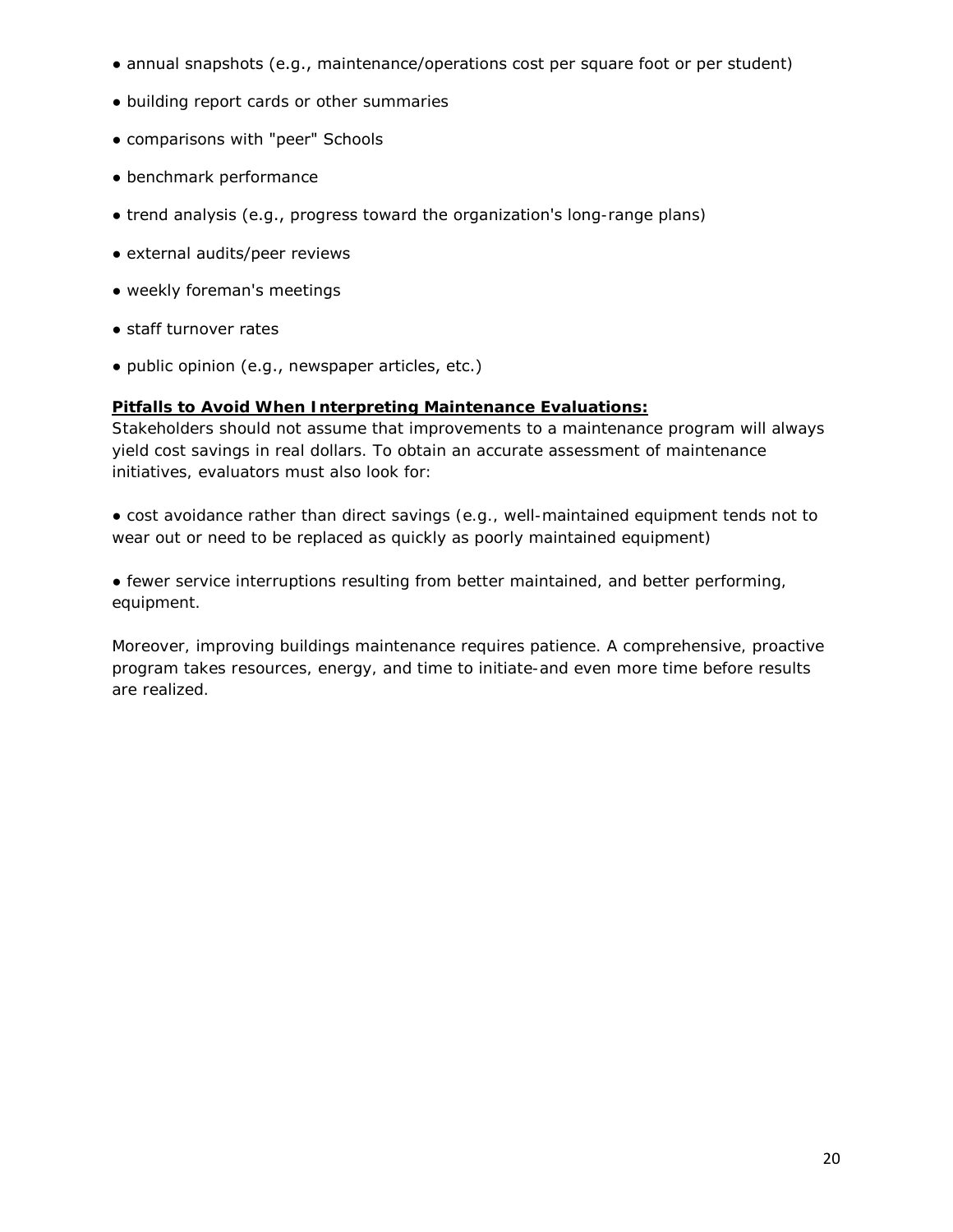- annual snapshots (e.g., maintenance/operations cost per square foot or per student)
- building report cards or other summaries
- comparisons with "peer" Schools
- benchmark performance
- trend analysis (e.g., progress toward the organization's long-range plans)
- external audits/peer reviews
- weekly foreman's meetings
- staff turnover rates
- public opinion (e.g., newspaper articles, etc.)

**Pitfalls to Avoid When Interpreting Maintenance Evaluations:**

Stakeholders should not assume that improvements to a maintenance program will always yield cost savings in real dollars. To obtain an accurate assessment of maintenance initiatives, evaluators must also look for:

- cost avoidance rather than direct savings (e.g., well-maintained equipment tends not to wear out or need to be replaced as quickly as poorly maintained equipment)

- fewer service interruptions resulting from better maintained, and better performing, equipment.

Moreover, improving buildings maintenance requires patience. A comprehensive, proactive program takes resources, energy, and time to initiate-and even more time before results are realized.